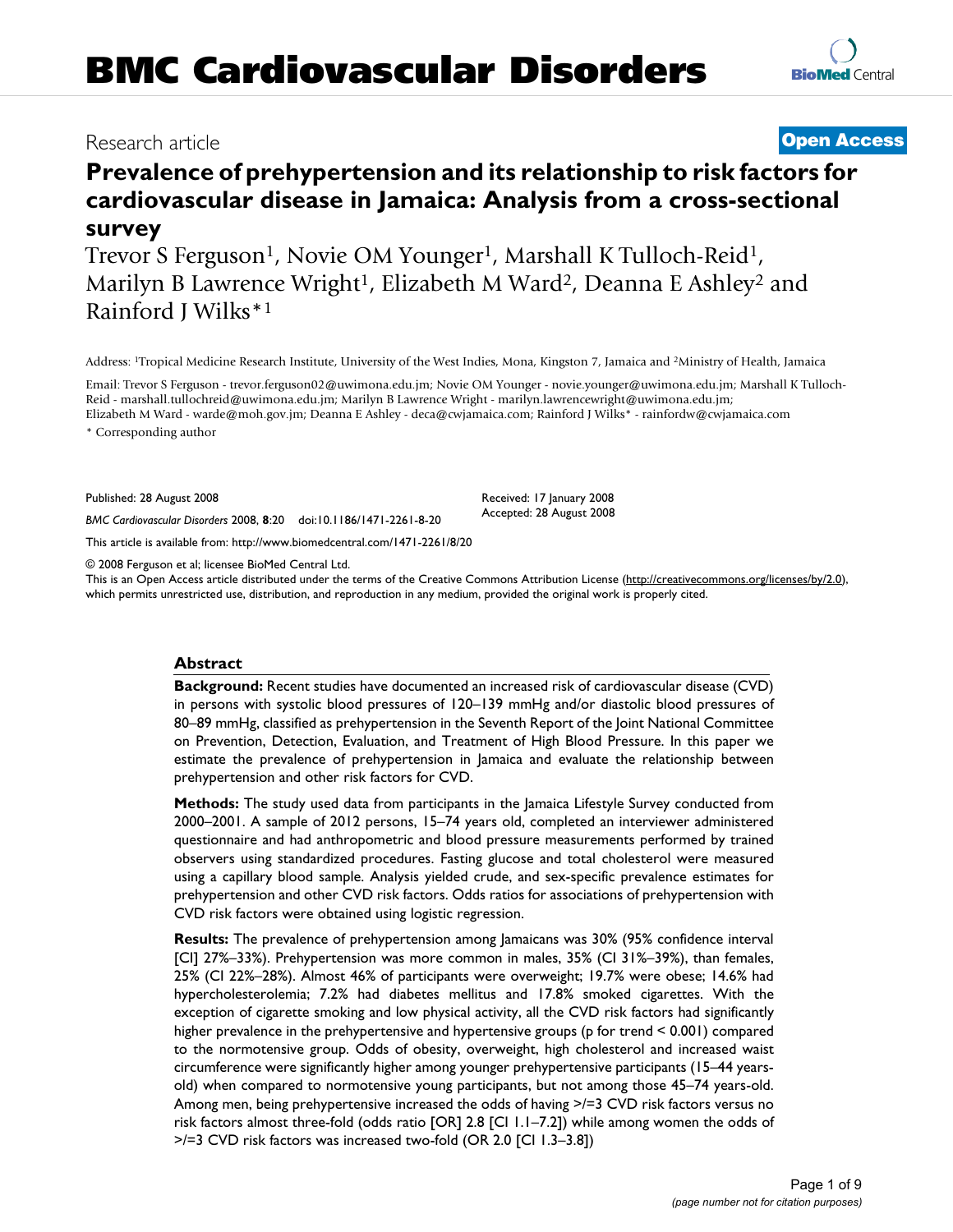# Prevalence of prehypertension and its relationship to risk factors for cardiovascular disease in Jamaica: Analysis from a cross-sectional survey

Research article

**Open Access**

Trevor S Ferguson[1], Novie OM Younger[1], Marshall K Tulloch-Reid[1], Marilyn B Lawrence Wright[1], Elizabeth M Ward[2], Deanna E Ashley[2] and Rainford J Wilks*[1]

Address: [1]Tropical Medicine Research Institute, University of the West Indies, Mona, Kingston 7, Jamaica and [2]Ministry of Health, Jamaica

Email: Trevor S Ferguson - trevor.ferguson02@uwimona.edu.jm; Novie OM Younger - novie.younger@uwimona.edu.jm; Marshall K Tulloch-Reid - marshall.tullochreid@uwimona.edu.jm; Marilyn B Lawrence Wright - marilyn.lawrencewright@uwimona.edu.jm; Elizabeth M Ward - warde@moh.gov.jm; Deanna E Ashley - deca@cwjamaica.com; Rainford J Wilks* - rainfordw@cwjamaica.com

* Corresponding author

Published: 28 August 2008

*BMC Cardiovascular Disorders* 2008, **8**:20 doi:10.1186/1471-2261-8-20

Received: 17 January 2008
Accepted: 28 August 2008

This article is available from: http://www.biomedcentral.com/1471-2261/8/20

© 2008 Ferguson et al; licensee BioMed Central Ltd.
This is an Open Access article distributed under the terms of the Creative Commons Attribution License (http://creativecommons.org/licenses/by/2.0), which permits unrestricted use, distribution, and reproduction in any medium, provided the original work is properly cited.

## Abstract

**Background:** Recent studies have documented an increased risk of cardiovascular disease (CVD) in persons with systolic blood pressures of 120–139 mmHg and/or diastolic blood pressures of 80–89 mmHg, classified as prehypertension in the Seventh Report of the Joint National Committee on Prevention, Detection, Evaluation, and Treatment of High Blood Pressure. In this paper we estimate the prevalence of prehypertension in Jamaica and evaluate the relationship between prehypertension and other risk factors for CVD.

**Methods:** The study used data from participants in the Jamaica Lifestyle Survey conducted from 2000–2001. A sample of 2012 persons, 15–74 years old, completed an interviewer administered questionnaire and had anthropometric and blood pressure measurements performed by trained observers using standardized procedures. Fasting glucose and total cholesterol were measured using a capillary blood sample. Analysis yielded crude, and sex-specific prevalence estimates for prehypertension and other CVD risk factors. Odds ratios for associations of prehypertension with CVD risk factors were obtained using logistic regression.

**Results:** The prevalence of prehypertension among Jamaicans was 30% (95% confidence interval [CI] 27%–33%). Prehypertension was more common in males, 35% (CI 31%–39%), than females, 25% (CI 22%–28%). Almost 46% of participants were overweight; 19.7% were obese; 14.6% had hypercholesterolemia; 7.2% had diabetes mellitus and 17.8% smoked cigarettes. With the exception of cigarette smoking and low physical activity, all the CVD risk factors had significantly higher prevalence in the prehypertensive and hypertensive groups (p for trend < 0.001) compared to the normotensive group. Odds of obesity, overweight, high cholesterol and increased waist circumference were significantly higher among younger prehypertensive participants (15–44 years-old) when compared to normotensive young participants, but not among those 45–74 years-old. Among men, being prehypertensive increased the odds of having >/=3 CVD risk factors versus no risk factors almost three-fold (odds ratio [OR] 2.8 [CI 1.1–7.2]) while among women the odds of >/=3 CVD risk factors was increased two-fold (OR 2.0 [CI 1.3–3.8])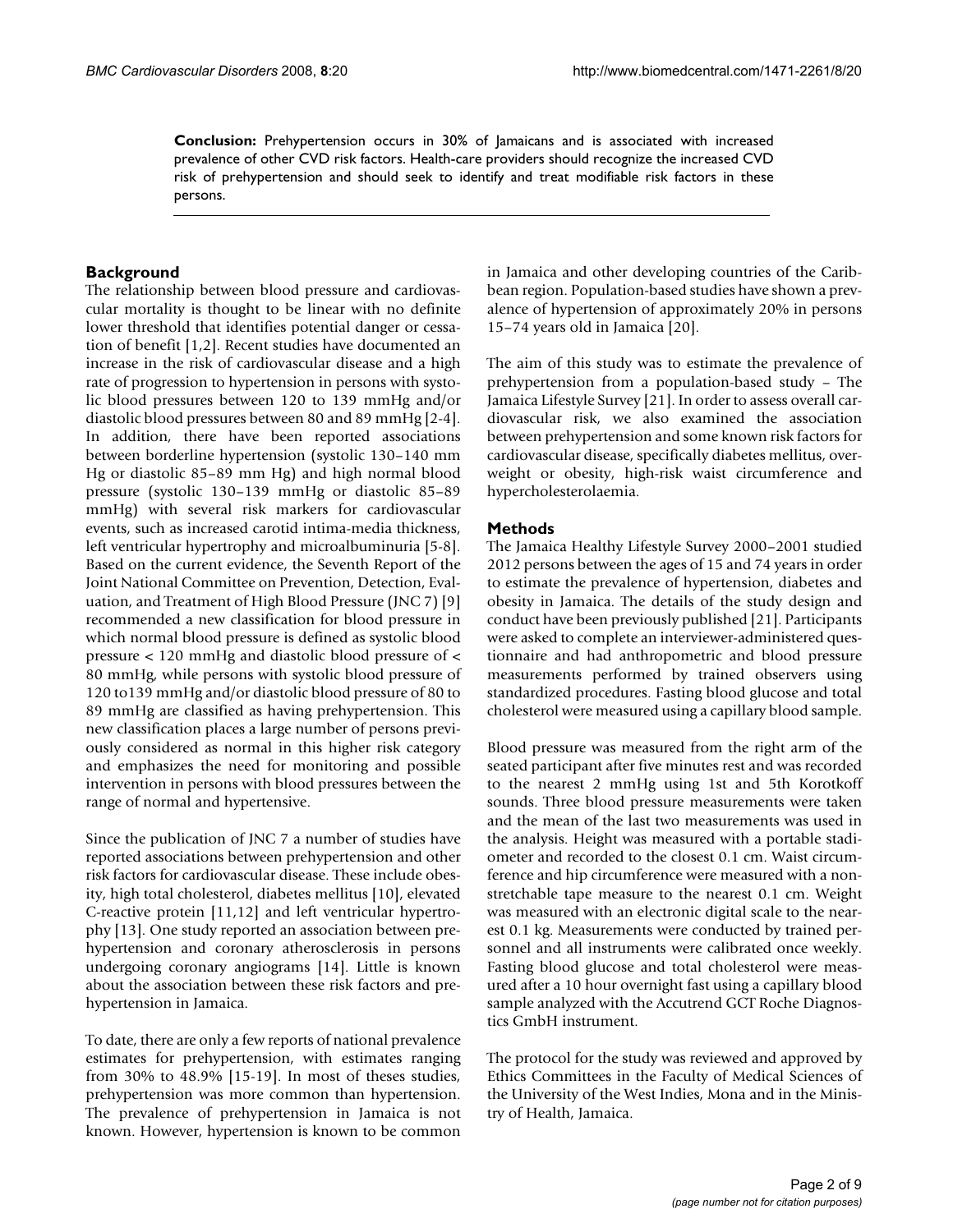**Conclusion:** Prehypertension occurs in 30% of Jamaicans and is associated with increased prevalence of other CVD risk factors. Health-care providers should recognize the increased CVD risk of prehypertension and should seek to identify and treat modifiable risk factors in these persons.

## Background

The relationship between blood pressure and cardiovascular mortality is thought to be linear with no definite lower threshold that identifies potential danger or cessation of benefit [1,2]. Recent studies have documented an increase in the risk of cardiovascular disease and a high rate of progression to hypertension in persons with systolic blood pressures between 120 to 139 mmHg and/or diastolic blood pressures between 80 and 89 mmHg [2-4]. In addition, there have been reported associations between borderline hypertension (systolic 130–140 mm Hg or diastolic 85–89 mm Hg) and high normal blood pressure (systolic 130–139 mmHg or diastolic 85–89 mmHg) with several risk markers for cardiovascular events, such as increased carotid intima-media thickness, left ventricular hypertrophy and microalbuminuria [5-8]. Based on the current evidence, the Seventh Report of the Joint National Committee on Prevention, Detection, Evaluation, and Treatment of High Blood Pressure (JNC 7) [9] recommended a new classification for blood pressure in which normal blood pressure is defined as systolic blood pressure < 120 mmHg and diastolic blood pressure of < 80 mmHg, while persons with systolic blood pressure of 120 to139 mmHg and/or diastolic blood pressure of 80 to 89 mmHg are classified as having prehypertension. This new classification places a large number of persons previously considered as normal in this higher risk category and emphasizes the need for monitoring and possible intervention in persons with blood pressures between the range of normal and hypertensive.

Since the publication of JNC 7 a number of studies have reported associations between prehypertension and other risk factors for cardiovascular disease. These include obesity, high total cholesterol, diabetes mellitus [10], elevated C-reactive protein [11,12] and left ventricular hypertrophy [13]. One study reported an association between prehypertension and coronary atherosclerosis in persons undergoing coronary angiograms [14]. Little is known about the association between these risk factors and prehypertension in Jamaica.

To date, there are only a few reports of national prevalence estimates for prehypertension, with estimates ranging from 30% to 48.9% [15-19]. In most of theses studies, prehypertension was more common than hypertension. The prevalence of prehypertension in Jamaica is not known. However, hypertension is known to be common in Jamaica and other developing countries of the Caribbean region. Population-based studies have shown a prevalence of hypertension of approximately 20% in persons 15–74 years old in Jamaica [20].

The aim of this study was to estimate the prevalence of prehypertension from a population-based study – The Jamaica Lifestyle Survey [21]. In order to assess overall cardiovascular risk, we also examined the association between prehypertension and some known risk factors for cardiovascular disease, specifically diabetes mellitus, overweight or obesity, high-risk waist circumference and hypercholesterolaemia.

## Methods

The Jamaica Healthy Lifestyle Survey 2000–2001 studied 2012 persons between the ages of 15 and 74 years in order to estimate the prevalence of hypertension, diabetes and obesity in Jamaica. The details of the study design and conduct have been previously published [21]. Participants were asked to complete an interviewer-administered questionnaire and had anthropometric and blood pressure measurements performed by trained observers using standardized procedures. Fasting blood glucose and total cholesterol were measured using a capillary blood sample.

Blood pressure was measured from the right arm of the seated participant after five minutes rest and was recorded to the nearest 2 mmHg using 1st and 5th Korotkoff sounds. Three blood pressure measurements were taken and the mean of the last two measurements was used in the analysis. Height was measured with a portable stadiometer and recorded to the closest 0.1 cm. Waist circumference and hip circumference were measured with a non-stretchable tape measure to the nearest 0.1 cm. Weight was measured with an electronic digital scale to the nearest 0.1 kg. Measurements were conducted by trained personnel and all instruments were calibrated once weekly. Fasting blood glucose and total cholesterol were measured after a 10 hour overnight fast using a capillary blood sample analyzed with the Accutrend GCT Roche Diagnostics GmbH instrument.

The protocol for the study was reviewed and approved by Ethics Committees in the Faculty of Medical Sciences of the University of the West Indies, Mona and in the Ministry of Health, Jamaica.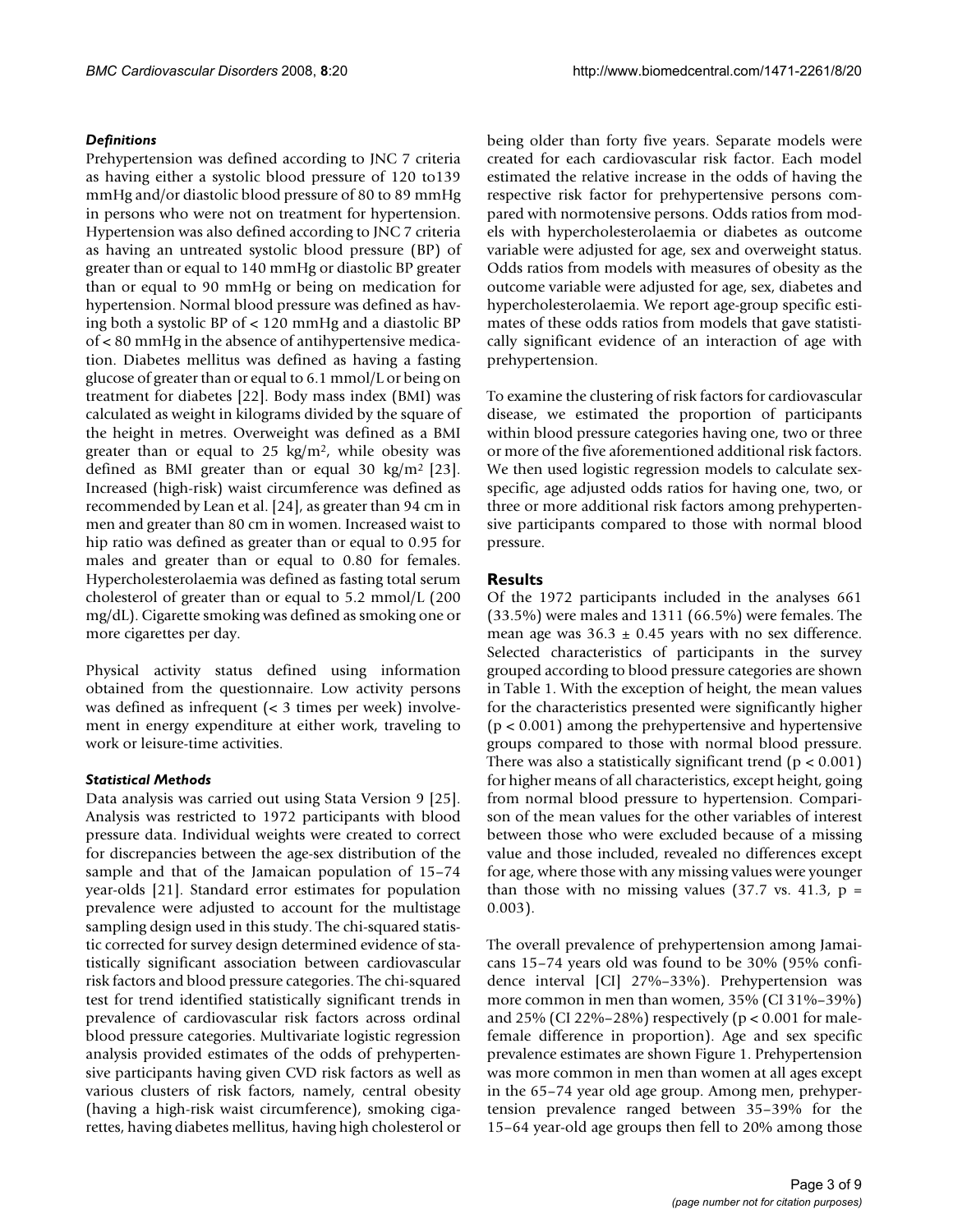### *Definitions*

Prehypertension was defined according to JNC 7 criteria as having either a systolic blood pressure of 120 to139 mmHg and/or diastolic blood pressure of 80 to 89 mmHg in persons who were not on treatment for hypertension. Hypertension was also defined according to JNC 7 criteria as having an untreated systolic blood pressure (BP) of greater than or equal to 140 mmHg or diastolic BP greater than or equal to 90 mmHg or being on medication for hypertension. Normal blood pressure was defined as having both a systolic BP of < 120 mmHg and a diastolic BP of < 80 mmHg in the absence of antihypertensive medication. Diabetes mellitus was defined as having a fasting glucose of greater than or equal to 6.1 mmol/L or being on treatment for diabetes [22]. Body mass index (BMI) was calculated as weight in kilograms divided by the square of the height in metres. Overweight was defined as a BMI greater than or equal to 25 kg/m$^2$, while obesity was defined as BMI greater than or equal 30 kg/m$^2$ [23]. Increased (high-risk) waist circumference was defined as recommended by Lean et al. [24], as greater than 94 cm in men and greater than 80 cm in women. Increased waist to hip ratio was defined as greater than or equal to 0.95 for males and greater than or equal to 0.80 for females. Hypercholesterolaemia was defined as fasting total serum cholesterol of greater than or equal to 5.2 mmol/L (200 mg/dL). Cigarette smoking was defined as smoking one or more cigarettes per day.

Physical activity status defined using information obtained from the questionnaire. Low activity persons was defined as infrequent (< 3 times per week) involvement in energy expenditure at either work, traveling to work or leisure-time activities.

### *Statistical Methods*

Data analysis was carried out using Stata Version 9 [25]. Analysis was restricted to 1972 participants with blood pressure data. Individual weights were created to correct for discrepancies between the age-sex distribution of the sample and that of the Jamaican population of 15–74 year-olds [21]. Standard error estimates for population prevalence were adjusted to account for the multistage sampling design used in this study. The chi-squared statistic corrected for survey design determined evidence of statistically significant association between cardiovascular risk factors and blood pressure categories. The chi-squared test for trend identified statistically significant trends in prevalence of cardiovascular risk factors across ordinal blood pressure categories. Multivariate logistic regression analysis provided estimates of the odds of prehypertensive participants having given CVD risk factors as well as various clusters of risk factors, namely, central obesity (having a high-risk waist circumference), smoking cigarettes, having diabetes mellitus, having high cholesterol or being older than forty five years. Separate models were created for each cardiovascular risk factor. Each model estimated the relative increase in the odds of having the respective risk factor for prehypertensive persons compared with normotensive persons. Odds ratios from models with hypercholesterolaemia or diabetes as outcome variable were adjusted for age, sex and overweight status. Odds ratios from models with measures of obesity as the outcome variable were adjusted for age, sex, diabetes and hypercholesterolaemia. We report age-group specific estimates of these odds ratios from models that gave statistically significant evidence of an interaction of age with prehypertension.

To examine the clustering of risk factors for cardiovascular disease, we estimated the proportion of participants within blood pressure categories having one, two or three or more of the five aforementioned additional risk factors. We then used logistic regression models to calculate sex-specific, age adjusted odds ratios for having one, two, or three or more additional risk factors among prehypertensive participants compared to those with normal blood pressure.

## Results

Of the 1972 participants included in the analyses 661 (33.5%) were males and 1311 (66.5%) were females. The mean age was 36.3 ± 0.45 years with no sex difference. Selected characteristics of participants in the survey grouped according to blood pressure categories are shown in Table 1. With the exception of height, the mean values for the characteristics presented were significantly higher ($p < 0.001$) among the prehypertensive and hypertensive groups compared to those with normal blood pressure. There was also a statistically significant trend ($p < 0.001$) for higher means of all characteristics, except height, going from normal blood pressure to hypertension. Comparison of the mean values for the other variables of interest between those who were excluded because of a missing value and those included, revealed no differences except for age, where those with any missing values were younger than those with no missing values (37.7 vs. 41.3, $p = 0.003$).

The overall prevalence of prehypertension among Jamaicans 15–74 years old was found to be 30% (95% confidence interval [CI] 27%–33%). Prehypertension was more common in men than women, 35% (CI 31%–39%) and 25% (CI 22%–28%) respectively ($p < 0.001$ for male-female difference in proportion). Age and sex specific prevalence estimates are shown Figure 1. Prehypertension was more common in men than women at all ages except in the 65–74 year old age group. Among men, prehypertension prevalence ranged between 35–39% for the 15–64 year-old age groups then fell to 20% among those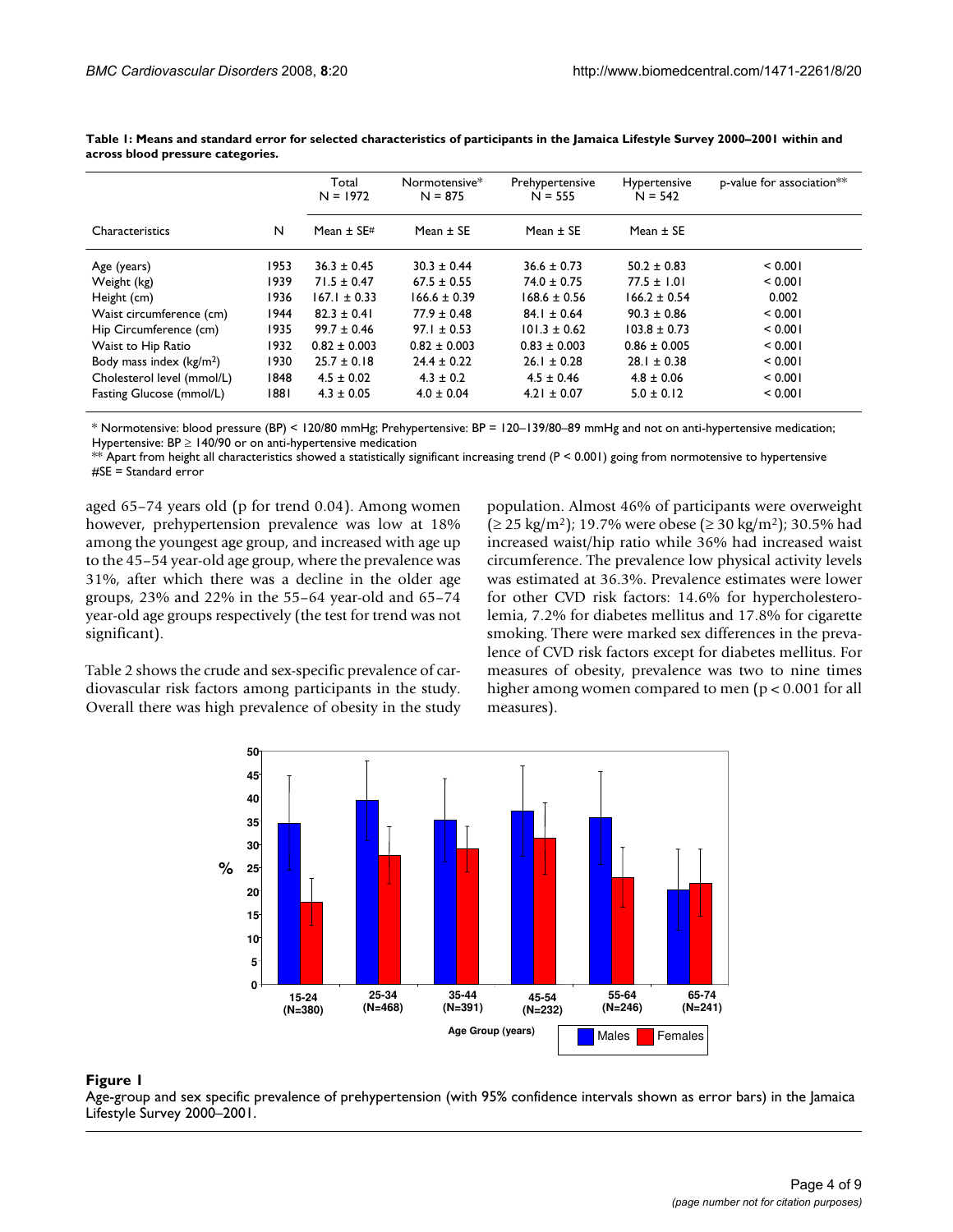**Table 1: Means and standard error for selected characteristics of participants in the Jamaica Lifestyle Survey 2000–2001 within and across blood pressure categories.**

| Characteristics | N | Total N = 1972 | Normotensive* N = 875 | Prehypertensive N = 555 | Hypertensive N = 542 | p-value for association** |
|---|---|---|---|---|---|---|
| | | Mean ± SE# | Mean ± SE | Mean ± SE | Mean ± SE | |
| Age (years) | 1953 | 36.3 ± 0.45 | 30.3 ± 0.44 | 36.6 ± 0.73 | 50.2 ± 0.83 | < 0.001 |
| Weight (kg) | 1939 | 71.5 ± 0.47 | 67.5 ± 0.55 | 74.0 ± 0.75 | 77.5 ± 1.01 | < 0.001 |
| Height (cm) | 1936 | 167.1 ± 0.33 | 166.6 ± 0.39 | 168.6 ± 0.56 | 166.2 ± 0.54 | 0.002 |
| Waist circumference (cm) | 1944 | 82.3 ± 0.41 | 77.9 ± 0.48 | 84.1 ± 0.64 | 90.3 ± 0.86 | < 0.001 |
| Hip Circumference (cm) | 1935 | 99.7 ± 0.46 | 97.1 ± 0.53 | 101.3 ± 0.62 | 103.8 ± 0.73 | < 0.001 |
| Waist to Hip Ratio | 1932 | 0.82 ± 0.003 | 0.82 ± 0.003 | 0.83 ± 0.003 | 0.86 ± 0.005 | < 0.001 |
| Body mass index (kg/m²) | 1930 | 25.7 ± 0.18 | 24.4 ± 0.22 | 26.1 ± 0.28 | 28.1 ± 0.38 | < 0.001 |
| Cholesterol level (mmol/L) | 1848 | 4.5 ± 0.02 | 4.3 ± 0.2 | 4.5 ± 0.46 | 4.8 ± 0.06 | < 0.001 |
| Fasting Glucose (mmol/L) | 1881 | 4.3 ± 0.05 | 4.0 ± 0.04 | 4.21 ± 0.07 | 5.0 ± 0.12 | < 0.001 |

* Normotensive: blood pressure (BP) < 120/80 mmHg; Prehypertensive: BP = 120–139/80–89 mmHg and not on anti-hypertensive medication; Hypertensive: BP ≥ 140/90 or on anti-hypertensive medication
** Apart from height all characteristics showed a statistically significant increasing trend (P < 0.001) going from normotensive to hypertensive
#SE = Standard error

aged 65–74 years old (p for trend 0.04). Among women however, prehypertension prevalence was low at 18% among the youngest age group, and increased with age up to the 45–54 year-old age group, where the prevalence was 31%, after which there was a decline in the older age groups, 23% and 22% in the 55–64 year-old and 65–74 year-old age groups respectively (the test for trend was not significant).

Table 2 shows the crude and sex-specific prevalence of cardiovascular risk factors among participants in the study. Overall there was high prevalence of obesity in the study population. Almost 46% of participants were overweight (≥ 25 kg/m²); 19.7% were obese (≥ 30 kg/m²); 30.5% had increased waist/hip ratio while 36% had increased waist circumference. The prevalence low physical activity levels was estimated at 36.3%. Prevalence estimates were lower for other CVD risk factors: 14.6% for hypercholesterolemia, 7.2% for diabetes mellitus and 17.8% for cigarette smoking. There were marked sex differences in the prevalence of CVD risk factors except for diabetes mellitus. For measures of obesity, prevalence was two to nine times higher among women compared to men (p < 0.001 for all measures).

**Figure 1**
Age-group and sex specific prevalence of prehypertension (with 95% confidence intervals shown as error bars) in the Jamaica Lifestyle Survey 2000–2001.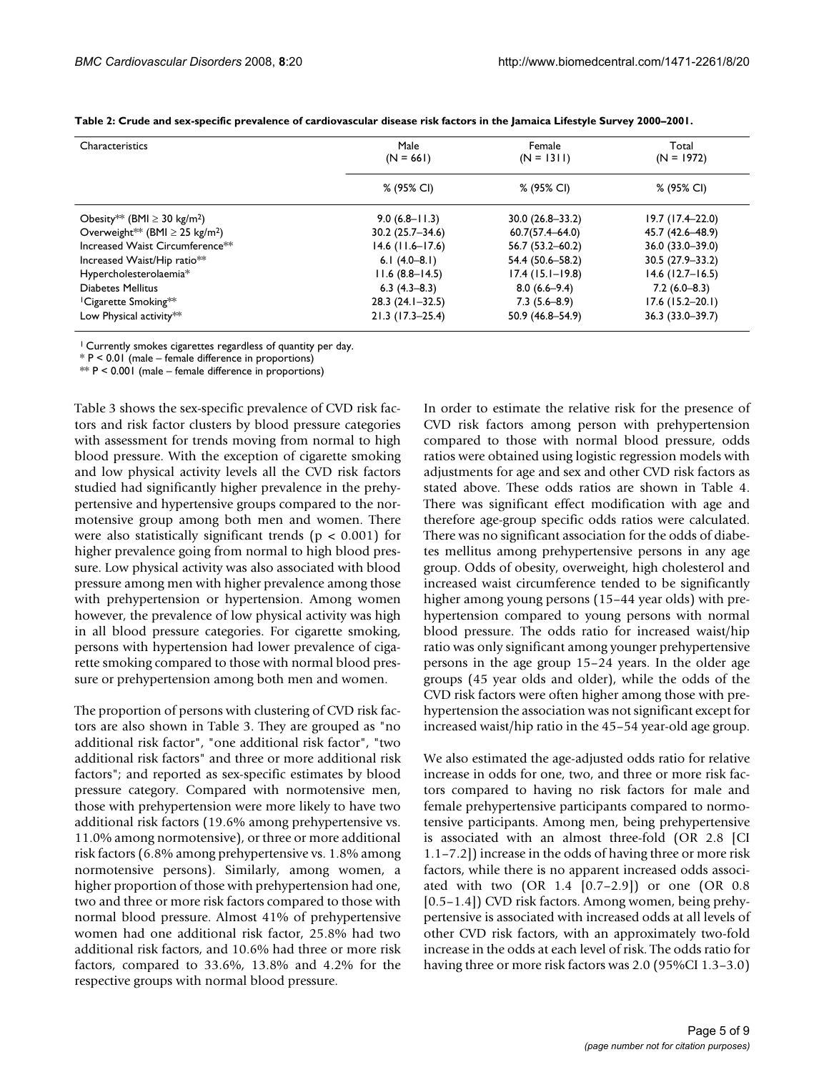**Table 2: Crude and sex-specific prevalence of cardiovascular disease risk factors in the Jamaica Lifestyle Survey 2000–2001.**

| Characteristics | Male (N = 661) | Female (N = 1311) | Total (N = 1972) |
|---|---|---|---|
| | % (95% CI) | % (95% CI) | % (95% CI) |
| Obesity** (BMI ≥ 30 kg/m²) | 9.0 (6.8–11.3) | 30.0 (26.8–33.2) | 19.7 (17.4–22.0) |
| Overweight** (BMI ≥ 25 kg/m²) | 30.2 (25.7–34.6) | 60.7(57.4–64.0) | 45.7 (42.6–48.9) |
| Increased Waist Circumference** | 14.6 (11.6–17.6) | 56.7 (53.2–60.2) | 36.0 (33.0–39.0) |
| Increased Waist/Hip ratio** | 6.1 (4.0–8.1) | 54.4 (50.6–58.2) | 30.5 (27.9–33.2) |
| Hypercholesterolaemia* | 11.6 (8.8–14.5) | 17.4 (15.1–19.8) | 14.6 (12.7–16.5) |
| Diabetes Mellitus | 6.3 (4.3–8.3) | 8.0 (6.6–9.4) | 7.2 (6.0–8.3) |
| [1]Cigarette Smoking** | 28.3 (24.1–32.5) | 7.3 (5.6–8.9) | 17.6 (15.2–20.1) |
| Low Physical activity** | 21.3 (17.3–25.4) | 50.9 (46.8–54.9) | 36.3 (33.0–39.7) |

[1] Currently smokes cigarettes regardless of quantity per day.
* P < 0.01 (male – female difference in proportions)
** P < 0.001 (male – female difference in proportions)

Table 3 shows the sex-specific prevalence of CVD risk factors and risk factor clusters by blood pressure categories with assessment for trends moving from normal to high blood pressure. With the exception of cigarette smoking and low physical activity levels all the CVD risk factors studied had significantly higher prevalence in the prehypertensive and hypertensive groups compared to the normotensive group among both men and women. There were also statistically significant trends ($p < 0.001$) for higher prevalence going from normal to high blood pressure. Low physical activity was also associated with blood pressure among men with higher prevalence among those with prehypertension or hypertension. Among women however, the prevalence of low physical activity was high in all blood pressure categories. For cigarette smoking, persons with hypertension had lower prevalence of cigarette smoking compared to those with normal blood pressure or prehypertension among both men and women.

The proportion of persons with clustering of CVD risk factors are also shown in Table 3. They are grouped as "no additional risk factor", "one additional risk factor", "two additional risk factors" and three or more additional risk factors"; and reported as sex-specific estimates by blood pressure category. Compared with normotensive men, those with prehypertension were more likely to have two additional risk factors (19.6% among prehypertensive vs. 11.0% among normotensive), or three or more additional risk factors (6.8% among prehypertensive vs. 1.8% among normotensive persons). Similarly, among women, a higher proportion of those with prehypertension had one, two and three or more risk factors compared to those with normal blood pressure. Almost 41% of prehypertensive women had one additional risk factor, 25.8% had two additional risk factors, and 10.6% had three or more risk factors, compared to 33.6%, 13.8% and 4.2% for the respective groups with normal blood pressure.

In order to estimate the relative risk for the presence of CVD risk factors among person with prehypertension compared to those with normal blood pressure, odds ratios were obtained using logistic regression models with adjustments for age and sex and other CVD risk factors as stated above. These odds ratios are shown in Table 4. There was significant effect modification with age and therefore age-group specific odds ratios were calculated. There was no significant association for the odds of diabetes mellitus among prehypertensive persons in any age group. Odds of obesity, overweight, high cholesterol and increased waist circumference tended to be significantly higher among young persons (15–44 year olds) with prehypertension compared to young persons with normal blood pressure. The odds ratio for increased waist/hip ratio was only significant among younger prehypertensive persons in the age group 15–24 years. In the older age groups (45 year olds and older), while the odds of the CVD risk factors were often higher among those with prehypertension the association was not significant except for increased waist/hip ratio in the 45–54 year-old age group.

We also estimated the age-adjusted odds ratio for relative increase in odds for one, two, and three or more risk factors compared to having no risk factors for male and female prehypertensive participants compared to normotensive participants. Among men, being prehypertensive is associated with an almost three-fold (OR 2.8 [CI 1.1–7.2]) increase in the odds of having three or more risk factors, while there is no apparent increased odds associated with two (OR 1.4 [0.7–2.9]) or one (OR 0.8 [0.5–1.4]) CVD risk factors. Among women, being prehypertensive is associated with increased odds at all levels of other CVD risk factors, with an approximately two-fold increase in the odds at each level of risk. The odds ratio for having three or more risk factors was 2.0 (95%CI 1.3–3.0)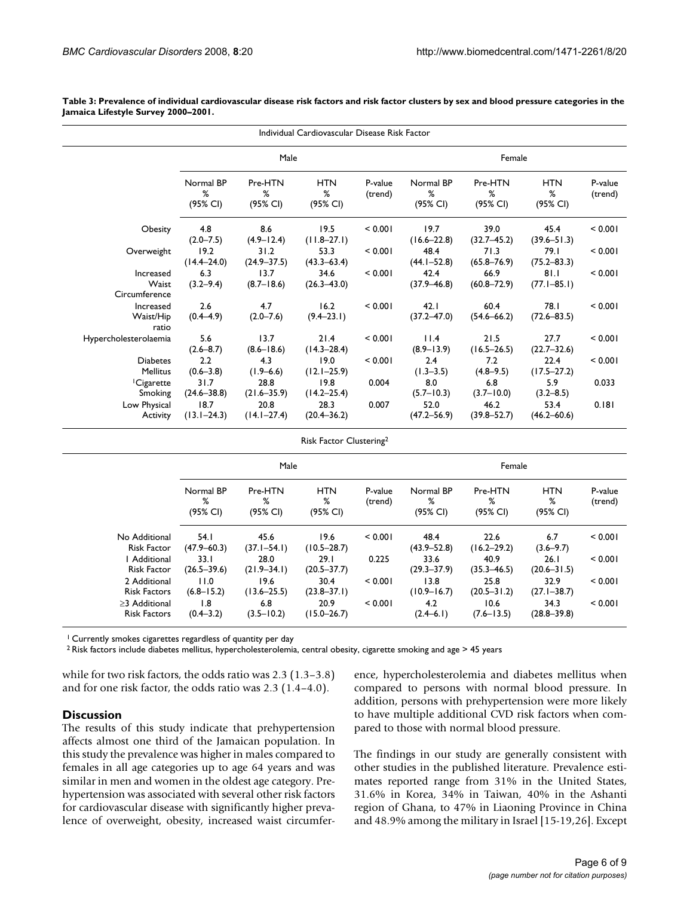**Table 3: Prevalence of individual cardiovascular disease risk factors and risk factor clusters by sex and blood pressure categories in the Jamaica Lifestyle Survey 2000–2001.**

| Individual Cardiovascular Disease Risk Factor | | | | | | | | |
|---|---|---|---|---|---|---|---|---|
| | Male | | | | Female | | | |
| | Normal BP % (95% CI) | Pre-HTN % (95% CI) | HTN % (95% CI) | P-value (trend) | Normal BP % (95% CI) | Pre-HTN % (95% CI) | HTN % (95% CI) | P-value (trend) |
| Obesity | 4.8 (2.0–7.5) | 8.6 (4.9–12.4) | 19.5 (11.8–27.1) | < 0.001 | 19.7 (16.6–22.8) | 39.0 (32.7–45.2) | 45.4 (39.6–51.3) | < 0.001 |
| Overweight | 19.2 (14.4–24.0) | 31.2 (24.9–37.5) | 53.3 (43.3–63.4) | < 0.001 | 48.4 (44.1–52.8) | 71.3 (65.8–76.9) | 79.1 (75.2–83.3) | < 0.001 |
| Increased Waist Circumference | 6.3 (3.2–9.4) | 13.7 (8.7–18.6) | 34.6 (26.3–43.0) | < 0.001 | 42.4 (37.9–46.8) | 66.9 (60.8–72.9) | 81.1 (77.1–85.1) | < 0.001 |
| Increased Waist/Hip ratio | 2.6 (0.4–4.9) | 4.7 (2.0–7.6) | 16.2 (9.4–23.1) | < 0.001 | 42.1 (37.2–47.0) | 60.4 (54.6–66.2) | 78.1 (72.6–83.5) | < 0.001 |
| Hypercholesterolaemia | 5.6 (2.6–8.7) | 13.7 (8.6–18.6) | 21.4 (14.3–28.4) | < 0.001 | 11.4 (8.9–13.9) | 21.5 (16.5–26.5) | 27.7 (22.7–32.6) | < 0.001 |
| Diabetes Mellitus | 2.2 (0.6–3.8) | 4.3 (1.9–6.6) | 19.0 (12.1–25.9) | < 0.001 | 2.4 (1.3–3.5) | 7.2 (4.8–9.5) | 22.4 (17.5–27.2) | < 0.001 |
| [1]Cigarette Smoking | 31.7 (24.6–38.8) | 28.8 (21.6–35.9) | 19.8 (14.2–25.4) | 0.004 | 8.0 (5.7–10.3) | 6.8 (3.7–10.0) | 5.9 (3.2–8.5) | 0.033 |
| Low Physical Activity | 18.7 (13.1–24.3) | 20.8 (14.1–27.4) | 28.3 (20.4–36.2) | 0.007 | 52.0 (47.2–56.9) | 46.2 (39.8–52.7) | 53.4 (46.2–60.6) | 0.181 |
| **Risk Factor Clustering[2]** | | | | | | | | |
| | Male | | | | Female | | | |
| | Normal BP % (95% CI) | Pre-HTN % (95% CI) | HTN % (95% CI) | P-value (trend) | Normal BP % (95% CI) | Pre-HTN % (95% CI) | HTN % (95% CI) | P-value (trend) |
| No Additional Risk Factor | 54.1 (47.9–60.3) | 45.6 (37.1–54.1) | 19.6 (10.5–28.7) | < 0.001 | 48.4 (43.9–52.8) | 22.6 (16.2–29.2) | 6.7 (3.6–9.7) | < 0.001 |
| 1 Additional Risk Factor | 33.1 (26.5–39.6) | 28.0 (21.9–34.1) | 29.1 (20.5–37.7) | 0.225 | 33.6 (29.3–37.9) | 40.9 (35.3–46.5) | 26.1 (20.6–31.5) | < 0.001 |
| 2 Additional Risk Factors | 11.0 (6.8–15.2) | 19.6 (13.6–25.5) | 30.4 (23.8–37.1) | < 0.001 | 13.8 (10.9–16.7) | 25.8 (20.5–31.2) | 32.9 (27.1–38.7) | < 0.001 |
| ≥3 Additional Risk Factors | 1.8 (0.4–3.2) | 6.8 (3.5–10.2) | 20.9 (15.0–26.7) | < 0.001 | 4.2 (2.4–6.1) | 10.6 (7.6–13.5) | 34.3 (28.8–39.8) | < 0.001 |

[1] Currently smokes cigarettes regardless of quantity per day

[2] Risk factors include diabetes mellitus, hypercholesterolemia, central obesity, cigarette smoking and age > 45 years

while for two risk factors, the odds ratio was 2.3 (1.3–3.8) and for one risk factor, the odds ratio was 2.3 (1.4–4.0).

## Discussion

The results of this study indicate that prehypertension affects almost one third of the Jamaican population. In this study the prevalence was higher in males compared to females in all age categories up to age 64 years and was similar in men and women in the oldest age category. Prehypertension was associated with several other risk factors for cardiovascular disease with significantly higher prevalence of overweight, obesity, increased waist circumference, hypercholesterolemia and diabetes mellitus when compared to persons with normal blood pressure. In addition, persons with prehypertension were more likely to have multiple additional CVD risk factors when compared to those with normal blood pressure.

The findings in our study are generally consistent with other studies in the published literature. Prevalence estimates reported range from 31% in the United States, 31.6% in Korea, 34% in Taiwan, 40% in the Ashanti region of Ghana, to 47% in Liaoning Province in China and 48.9% among the military in Israel [15-19,26]. Except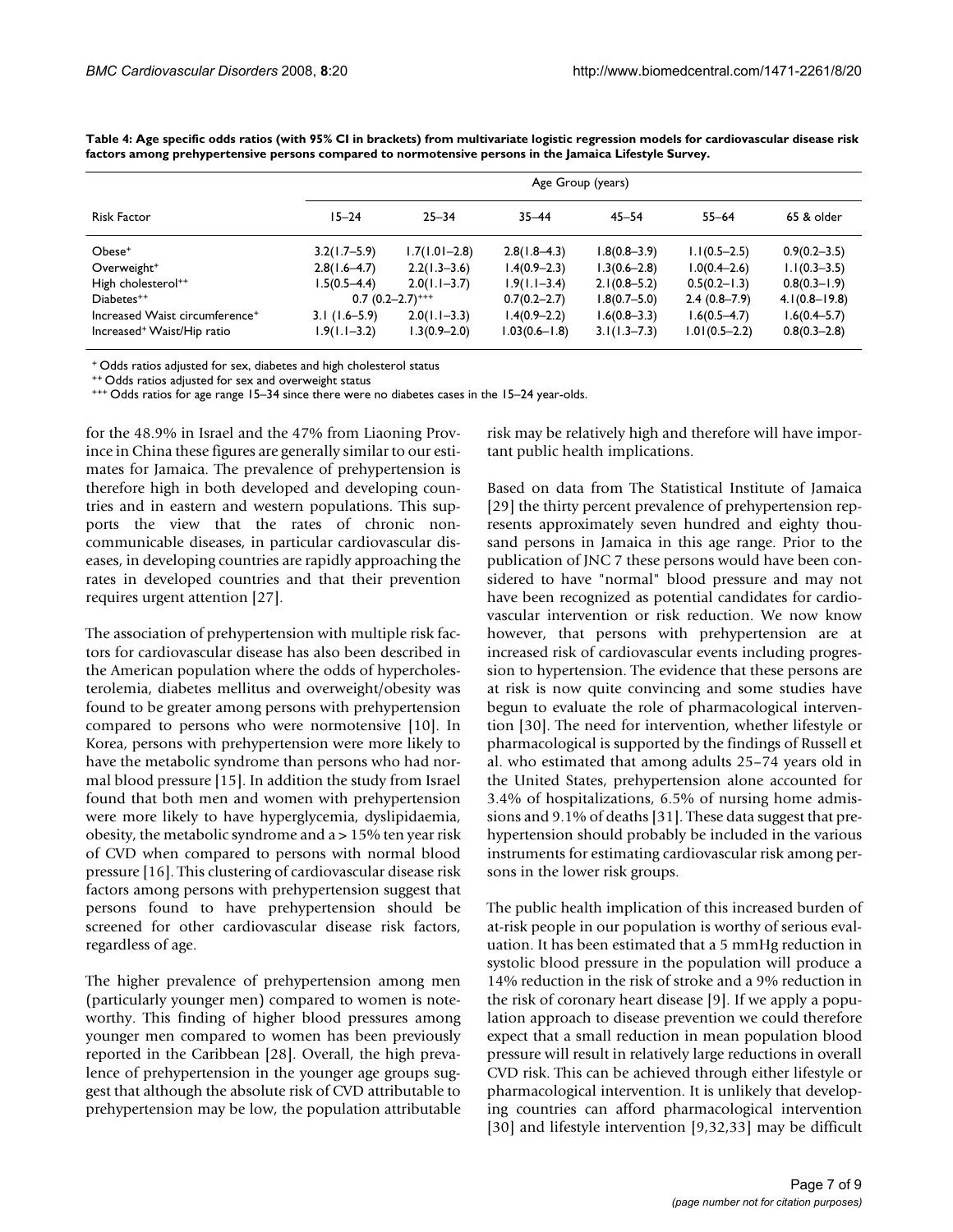**Table 4: Age specific odds ratios (with 95% CI in brackets) from multivariate logistic regression models for cardiovascular disease risk factors among prehypertensive persons compared to normotensive persons in the Jamaica Lifestyle Survey.**

| Risk Factor | Age Group (years) | | | | | |
|---|---|---|---|---|---|---|
| | 15–24 | 25–34 | 35–44 | 45–54 | 55–64 | 65 & older |
| Obese+ | 3.2(1.7–5.9) | 1.7(1.01–2.8) | 2.8(1.8–4.3) | 1.8(0.8–3.9) | 1.1(0.5–2.5) | 0.9(0.2–3.5) |
| Overweight+ | 2.8(1.6–4.7) | 2.2(1.3–3.6) | 1.4(0.9–2.3) | 1.3(0.6–2.8) | 1.0(0.4–2.6) | 1.1(0.3–3.5) |
| High cholesterol++ | 1.5(0.5–4.4) | 2.0(1.1–3.7) | 1.9(1.1–3.4) | 2.1(0.8–5.2) | 0.5(0.2–1.3) | 0.8(0.3–1.9) |
| Diabetes++ | 0.7 (0.2–2.7)+++ | | 0.7(0.2–2.7) | 1.8(0.7–5.0) | 2.4 (0.8–7.9) | 4.1(0.8–19.8) |
| Increased Waist circumference+ | 3.1 (1.6–5.9) | 2.0(1.1–3.3) | 1.4(0.9–2.2) | 1.6(0.8–3.3) | 1.6(0.5–4.7) | 1.6(0.4–5.7) |
| Increased+ Waist/Hip ratio | 1.9(1.1–3.2) | 1.3(0.9–2.0) | 1.03(0.6–1.8) | 3.1(1.3–7.3) | 1.01(0.5–2.2) | 0.8(0.3–2.8) |

+ Odds ratios adjusted for sex, diabetes and high cholesterol status
++ Odds ratios adjusted for sex and overweight status
+++ Odds ratios for age range 15–34 since there were no diabetes cases in the 15–24 year-olds.

for the 48.9% in Israel and the 47% from Liaoning Province in China these figures are generally similar to our estimates for Jamaica. The prevalence of prehypertension is therefore high in both developed and developing countries and in eastern and western populations. This supports the view that the rates of chronic non-communicable diseases, in particular cardiovascular diseases, in developing countries are rapidly approaching the rates in developed countries and that their prevention requires urgent attention [27].

The association of prehypertension with multiple risk factors for cardiovascular disease has also been described in the American population where the odds of hypercholesterolemia, diabetes mellitus and overweight/obesity was found to be greater among persons with prehypertension compared to persons who were normotensive [10]. In Korea, persons with prehypertension were more likely to have the metabolic syndrome than persons who had normal blood pressure [15]. In addition the study from Israel found that both men and women with prehypertension were more likely to have hyperglycemia, dyslipidaemia, obesity, the metabolic syndrome and a > 15% ten year risk of CVD when compared to persons with normal blood pressure [16]. This clustering of cardiovascular disease risk factors among persons with prehypertension suggest that persons found to have prehypertension should be screened for other cardiovascular disease risk factors, regardless of age.

The higher prevalence of prehypertension among men (particularly younger men) compared to women is noteworthy. This finding of higher blood pressures among younger men compared to women has been previously reported in the Caribbean [28]. Overall, the high prevalence of prehypertension in the younger age groups suggest that although the absolute risk of CVD attributable to prehypertension may be low, the population attributable risk may be relatively high and therefore will have important public health implications.

Based on data from The Statistical Institute of Jamaica [29] the thirty percent prevalence of prehypertension represents approximately seven hundred and eighty thousand persons in Jamaica in this age range. Prior to the publication of JNC 7 these persons would have been considered to have "normal" blood pressure and may not have been recognized as potential candidates for cardiovascular intervention or risk reduction. We now know however, that persons with prehypertension are at increased risk of cardiovascular events including progression to hypertension. The evidence that these persons are at risk is now quite convincing and some studies have begun to evaluate the role of pharmacological intervention [30]. The need for intervention, whether lifestyle or pharmacological is supported by the findings of Russell et al. who estimated that among adults 25–74 years old in the United States, prehypertension alone accounted for 3.4% of hospitalizations, 6.5% of nursing home admissions and 9.1% of deaths [31]. These data suggest that prehypertension should probably be included in the various instruments for estimating cardiovascular risk among persons in the lower risk groups.

The public health implication of this increased burden of at-risk people in our population is worthy of serious evaluation. It has been estimated that a 5 mmHg reduction in systolic blood pressure in the population will produce a 14% reduction in the risk of stroke and a 9% reduction in the risk of coronary heart disease [9]. If we apply a population approach to disease prevention we could therefore expect that a small reduction in mean population blood pressure will result in relatively large reductions in overall CVD risk. This can be achieved through either lifestyle or pharmacological intervention. It is unlikely that developing countries can afford pharmacological intervention [30] and lifestyle intervention [9,32,33] may be difficult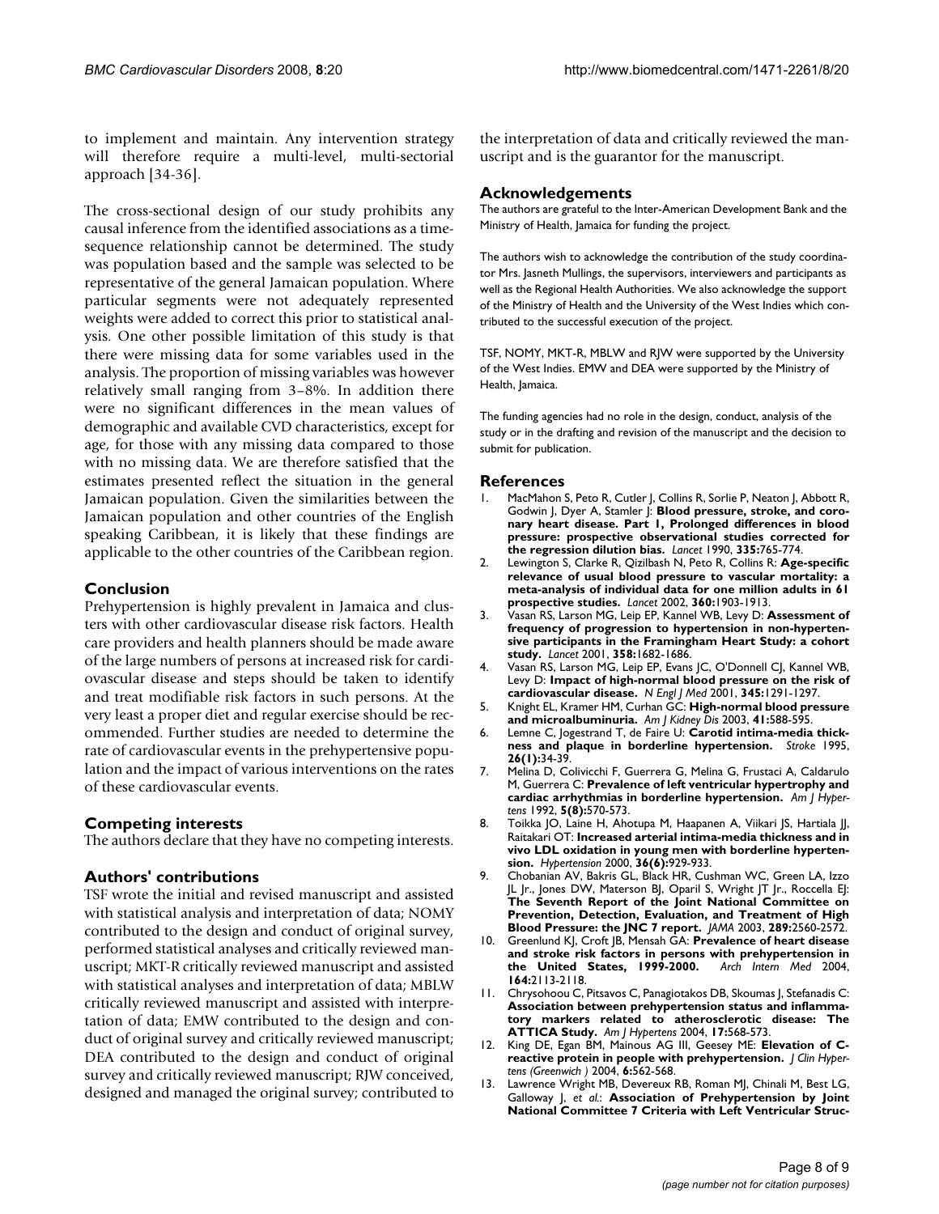to implement and maintain. Any intervention strategy will therefore require a multi-level, multi-sectorial approach [34-36].

The cross-sectional design of our study prohibits any causal inference from the identified associations as a time-sequence relationship cannot be determined. The study was population based and the sample was selected to be representative of the general Jamaican population. Where particular segments were not adequately represented weights were added to correct this prior to statistical analysis. One other possible limitation of this study is that there were missing data for some variables used in the analysis. The proportion of missing variables was however relatively small ranging from 3–8%. In addition there were no significant differences in the mean values of demographic and available CVD characteristics, except for age, for those with any missing data compared to those with no missing data. We are therefore satisfied that the estimates presented reflect the situation in the general Jamaican population. Given the similarities between the Jamaican population and other countries of the English speaking Caribbean, it is likely that these findings are applicable to the other countries of the Caribbean region.

## Conclusion

Prehypertension is highly prevalent in Jamaica and clusters with other cardiovascular disease risk factors. Health care providers and health planners should be made aware of the large numbers of persons at increased risk for cardiovascular disease and steps should be taken to identify and treat modifiable risk factors in such persons. At the very least a proper diet and regular exercise should be recommended. Further studies are needed to determine the rate of cardiovascular events in the prehypertensive population and the impact of various interventions on the rates of these cardiovascular events.

## Competing interests

The authors declare that they have no competing interests.

## Authors' contributions

TSF wrote the initial and revised manuscript and assisted with statistical analysis and interpretation of data; NOMY contributed to the design and conduct of original survey, performed statistical analyses and critically reviewed manuscript; MKT-R critically reviewed manuscript and assisted with statistical analyses and interpretation of data; MBLW critically reviewed manuscript and assisted with interpretation of data; EMW contributed to the design and conduct of original survey and critically reviewed manuscript; DEA contributed to the design and conduct of original survey and critically reviewed manuscript; RJW conceived, designed and managed the original survey; contributed to the interpretation of data and critically reviewed the manuscript and is the guarantor for the manuscript.

## Acknowledgements

The authors are grateful to the Inter-American Development Bank and the Ministry of Health, Jamaica for funding the project.

The authors wish to acknowledge the contribution of the study coordinator Mrs. Jasneth Mullings, the supervisors, interviewers and participants as well as the Regional Health Authorities. We also acknowledge the support of the Ministry of Health and the University of the West Indies which contributed to the successful execution of the project.

TSF, NOMY, MKT-R, MBLW and RJW were supported by the University of the West Indies. EMW and DEA were supported by the Ministry of Health, Jamaica.

The funding agencies had no role in the design, conduct, analysis of the study or in the drafting and revision of the manuscript and the decision to submit for publication.

## References

1. MacMahon S, Peto R, Cutler J, Collins R, Sorlie P, Neaton J, Abbott R, Godwin J, Dyer A, Stamler J: **Blood pressure, stroke, and coronary heart disease. Part 1, Prolonged differences in blood pressure: prospective observational studies corrected for the regression dilution bias.** *Lancet* 1990, **335:**765-774.
2. Lewington S, Clarke R, Qizilbash N, Peto R, Collins R: **Age-specific relevance of usual blood pressure to vascular mortality: a meta-analysis of individual data for one million adults in 61 prospective studies.** *Lancet* 2002, **360:**1903-1913.
3. Vasan RS, Larson MG, Leip EP, Kannel WB, Levy D: **Assessment of frequency of progression to hypertension in non-hypertensive participants in the Framingham Heart Study: a cohort study.** *Lancet* 2001, **358:**1682-1686.
4. Vasan RS, Larson MG, Leip EP, Evans JC, O'Donnell CJ, Kannel WB, Levy D: **Impact of high-normal blood pressure on the risk of cardiovascular disease.** *N Engl J Med* 2001, **345:**1291-1297.
5. Knight EL, Kramer HM, Curhan GC: **High-normal blood pressure and microalbuminuria.** *Am J Kidney Dis* 2003, **41:**588-595.
6. Lemne C, Jogestrand T, de Faire U: **Carotid intima-media thickness and plaque in borderline hypertension.** *Stroke* 1995, **26(1):**34-39.
7. Melina D, Colivicchi F, Guerrera G, Melina G, Frustaci A, Caldarulo M, Guerrera C: **Prevalence of left ventricular hypertrophy and cardiac arrhythmias in borderline hypertension.** *Am J Hypertens* 1992, **5(8):**570-573.
8. Toikka JO, Laine H, Ahotupa M, Haapanen A, Viikari JS, Hartiala JJ, Raitakari OT: **Increased arterial intima-media thickness and in vivo LDL oxidation in young men with borderline hypertension.** *Hypertension* 2000, **36(6):**929-933.
9. Chobanian AV, Bakris GL, Black HR, Cushman WC, Green LA, Izzo JL Jr., Jones DW, Materson BJ, Oparil S, Wright JT Jr., Roccella EJ: **The Seventh Report of the Joint National Committee on Prevention, Detection, Evaluation, and Treatment of High Blood Pressure: the JNC 7 report.** *JAMA* 2003, **289:**2560-2572.
10. Greenlund KJ, Croft JB, Mensah GA: **Prevalence of heart disease and stroke risk factors in persons with prehypertension in the United States, 1999-2000.** *Arch Intern Med* 2004, **164:**2113-2118.
11. Chrysohoou C, Pitsavos C, Panagiotakos DB, Skoumas J, Stefanadis C: **Association between prehypertension status and inflammatory markers related to atherosclerotic disease: The ATTICA Study.** *Am J Hypertens* 2004, **17:**568-573.
12. King DE, Egan BM, Mainous AG III, Geesey ME: **Elevation of C-reactive protein in people with prehypertension.** *J Clin Hypertens (Greenwich )* 2004, **6:**562-568.
13. Lawrence Wright MB, Devereux RB, Roman MJ, Chinali M, Best LG, Galloway J, *et al.*: **Association of Prehypertension by Joint National Committee 7 Criteria with Left Ventricular Struc-**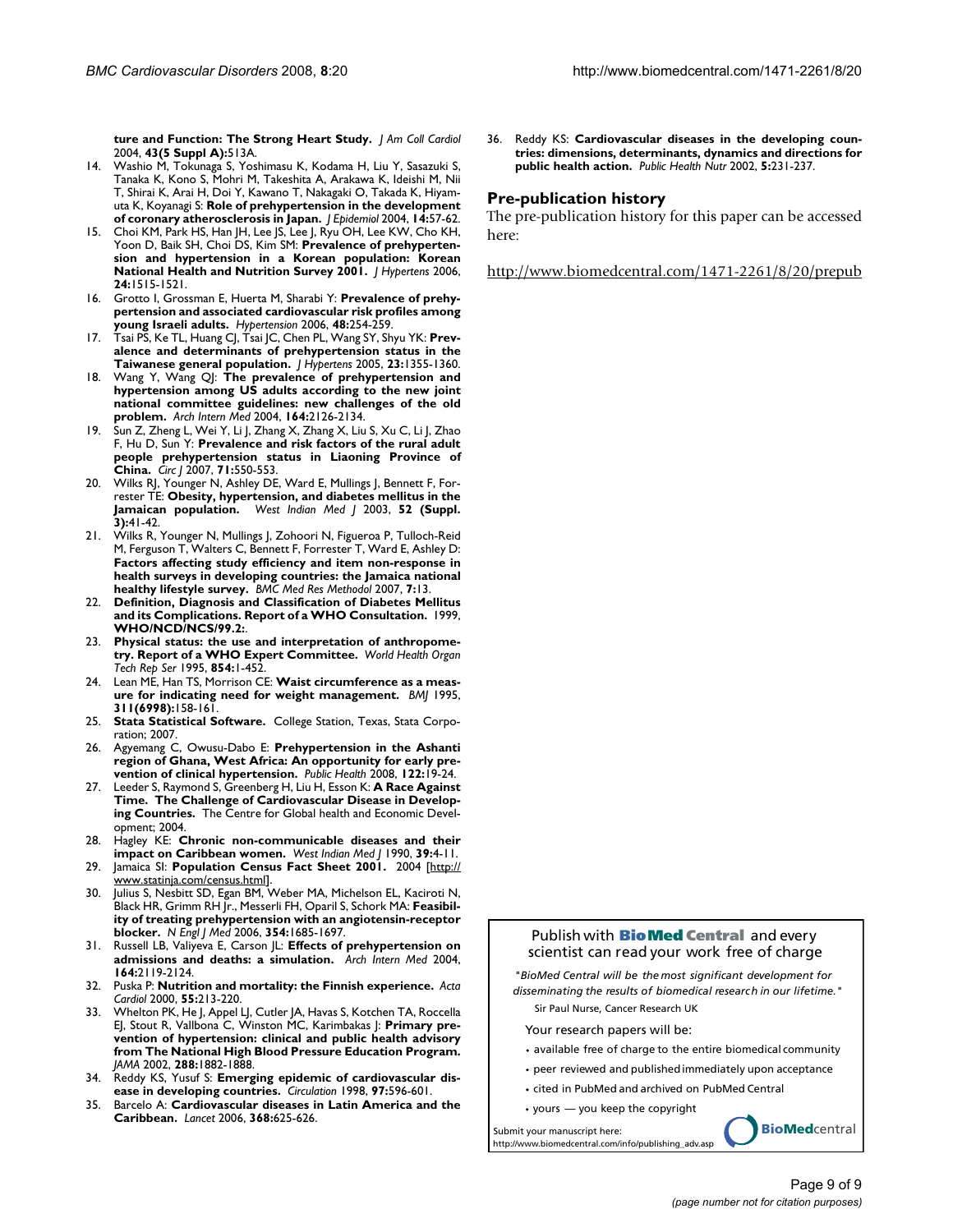ture and Function: The Strong Heart Study.** *J Am Coll Cardiol* 2004, **43(5 Suppl A):**513A.

14. Washio M, Tokunaga S, Yoshimasu K, Kodama H, Liu Y, Sasazuki S, Tanaka K, Kono S, Mohri M, Takeshita A, Arakawa K, Ideishi M, Nii T, Shirai K, Arai H, Doi Y, Kawano T, Nakagaki O, Takada K, Hiyamuta K, Koyanagi S: **Role of prehypertension in the development of coronary atherosclerosis in Japan.** *J Epidemiol* 2004, **14:**57-62.
15. Choi KM, Park HS, Han JH, Lee JS, Lee J, Ryu OH, Lee KW, Cho KH, Yoon D, Baik SH, Choi DS, Kim SM: **Prevalence of prehypertension and hypertension in a Korean population: Korean National Health and Nutrition Survey 2001.** *J Hypertens* 2006, **24:**1515-1521.
16. Grotto I, Grossman E, Huerta M, Sharabi Y: **Prevalence of prehypertension and associated cardiovascular risk profiles among young Israeli adults.** *Hypertension* 2006, **48:**254-259.
17. Tsai PS, Ke TL, Huang CJ, Tsai JC, Chen PL, Wang SY, Shyu YK: **Prevalence and determinants of prehypertension status in the Taiwanese general population.** *J Hypertens* 2005, **23:**1355-1360.
18. Wang Y, Wang QJ: **The prevalence of prehypertension and hypertension among US adults according to the new joint national committee guidelines: new challenges of the old problem.** *Arch Intern Med* 2004, **164:**2126-2134.
19. Sun Z, Zheng L, Wei Y, Li J, Zhang X, Zhang X, Liu S, Xu C, Li J, Zhao F, Hu D, Sun Y: **Prevalence and risk factors of the rural adult people prehypertension status in Liaoning Province of China.** *Circ J* 2007, **71:**550-553.
20. Wilks RJ, Younger N, Ashley DE, Ward E, Mullings J, Bennett F, Forrester TE: **Obesity, hypertension, and diabetes mellitus in the Jamaican population.** *West Indian Med J* 2003, **52 (Suppl. 3):**41-42.
21. Wilks R, Younger N, Mullings J, Zohoori N, Figueroa P, Tulloch-Reid M, Ferguson T, Walters C, Bennett F, Forrester T, Ward E, Ashley D: **Factors affecting study efficiency and item non-response in health surveys in developing countries: the Jamaica national healthy lifestyle survey.** *BMC Med Res Methodol* 2007, **7:**13.
22. **Definition, Diagnosis and Classification of Diabetes Mellitus and its Complications. Report of a WHO Consultation.** 1999, **WHO/NCD/NCS/99.2:**.
23. **Physical status: the use and interpretation of anthropometry. Report of a WHO Expert Committee.** *World Health Organ Tech Rep Ser* 1995, **854:**1-452.
24. Lean ME, Han TS, Morrison CE: **Waist circumference as a measure for indicating need for weight management.** *BMJ* 1995, **311(6998):**158-161.
25. **Stata Statistical Software.** College Station, Texas, Stata Corporation; 2007.
26. Agyemang C, Owusu-Dabo E: **Prehypertension in the Ashanti region of Ghana, West Africa: An opportunity for early prevention of clinical hypertension.** *Public Health* 2008, **122:**19-24.
27. Leeder S, Raymond S, Greenberg H, Liu H, Esson K: **A Race Against Time. The Challenge of Cardiovascular Disease in Developing Countries.** The Centre for Global health and Economic Development; 2004.
28. Hagley KE: **Chronic non-communicable diseases and their impact on Caribbean women.** *West Indian Med J* 1990, **39:**4-11.
29. Jamaica SI: **Population Census Fact Sheet 2001.** 2004 [http://www.statinja.com/census.html].
30. Julius S, Nesbitt SD, Egan BM, Weber MA, Michelson EL, Kaciroti N, Black HR, Grimm RH Jr., Messerli FH, Oparil S, Schork MA: **Feasibility of treating prehypertension with an angiotensin-receptor blocker.** *N Engl J Med* 2006, **354:**1685-1697.
31. Russell LB, Valiyeva E, Carson JL: **Effects of prehypertension on admissions and deaths: a simulation.** *Arch Intern Med* 2004, **164:**2119-2124.
32. Puska P: **Nutrition and mortality: the Finnish experience.** *Acta Cardiol* 2000, **55:**213-220.
33. Whelton PK, He J, Appel LJ, Cutler JA, Havas S, Kotchen TA, Roccella EJ, Stout R, Vallbona C, Winston MC, Karimbakas J: **Primary prevention of hypertension: clinical and public health advisory from The National High Blood Pressure Education Program.** *JAMA* 2002, **288:**1882-1888.
34. Reddy KS, Yusuf S: **Emerging epidemic of cardiovascular disease in developing countries.** *Circulation* 1998, **97:**596-601.
35. Barcelo A: **Cardiovascular diseases in Latin America and the Caribbean.** *Lancet* 2006, **368:**625-626.
36. Reddy KS: **Cardiovascular diseases in the developing countries: dimensions, determinants, dynamics and directions for public health action.** *Public Health Nutr* 2002, **5:**231-237.

## Pre-publication history

The pre-publication history for this paper can be accessed here:

http://www.biomedcentral.com/1471-2261/8/20/prepub

Publish with **BioMed Central** and every scientist can read your work free of charge

*"BioMed Central will be the most significant development for disseminating the results of biomedical research in our lifetime."*

Sir Paul Nurse, Cancer Research UK

Your research papers will be:

- available free of charge to the entire biomedical community
- peer reviewed and published immediately upon acceptance
- cited in PubMed and archived on PubMed Central
- yours — you keep the copyright

Submit your manuscript here:
http://www.biomedcentral.com/info/publishing_adv.asp

BioMedcentral